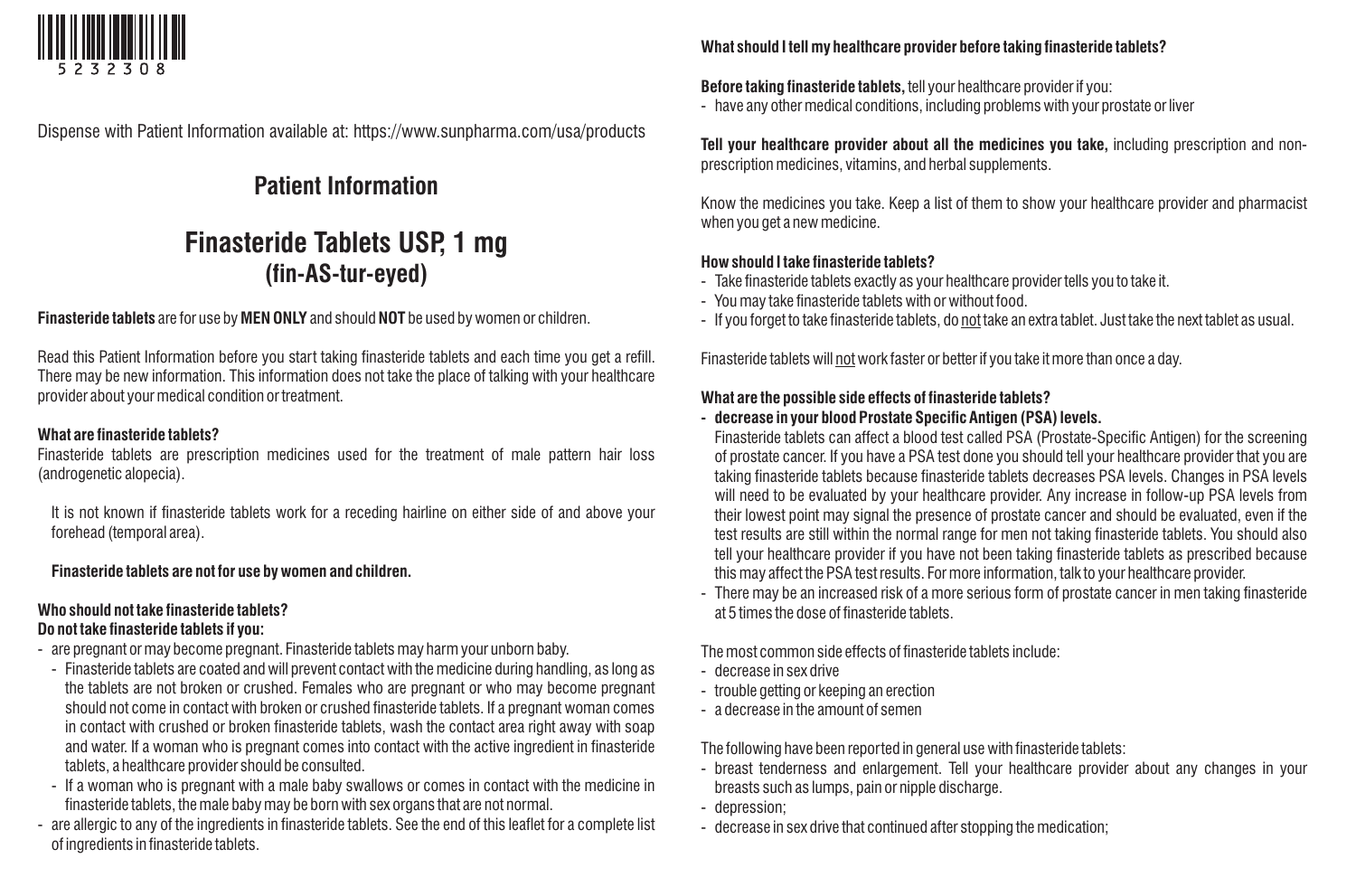5232308

Dispense with Patient Information available at: https://www.sunpharma.com/usa/products

## Patient Information

# Finasteride Tablets USP, 1 mg
**(fin-AS-tur-eyed)**

**Finasteride tablets** are for use by **MEN ONLY** and should **NOT** be used by women or children.

Read this Patient Information before you start taking finasteride tablets and each time you get a refill. There may be new information. This information does not take the place of talking with your healthcare provider about your medical condition or treatment.

**What are finasteride tablets?**

Finasteride tablets are prescription medicines used for the treatment of male pattern hair loss (androgenetic alopecia).

It is not known if finasteride tablets work for a receding hairline on either side of and above your forehead (temporal area).

**Finasteride tablets are not for use by women and children.**

**Who should not take finasteride tablets?**

**Do not take finasteride tablets if you:**

- are pregnant or may become pregnant. Finasteride tablets may harm your unborn baby.
  - Finasteride tablets are coated and will prevent contact with the medicine during handling, as long as the tablets are not broken or crushed. Females who are pregnant or who may become pregnant should not come in contact with broken or crushed finasteride tablets. If a pregnant woman comes in contact with crushed or broken finasteride tablets, wash the contact area right away with soap and water. If a woman who is pregnant comes into contact with the active ingredient in finasteride tablets, a healthcare provider should be consulted.
  - If a woman who is pregnant with a male baby swallows or comes in contact with the medicine in finasteride tablets, the male baby may be born with sex organs that are not normal.
- are allergic to any of the ingredients in finasteride tablets. See the end of this leaflet for a complete list of ingredients in finasteride tablets.

**What should I tell my healthcare provider before taking finasteride tablets?**

**Before taking finasteride tablets,** tell your healthcare provider if you:

- have any other medical conditions, including problems with your prostate or liver

**Tell your healthcare provider about all the medicines you take,** including prescription and non-prescription medicines, vitamins, and herbal supplements.

Know the medicines you take. Keep a list of them to show your healthcare provider and pharmacist when you get a new medicine.

**How should I take finasteride tablets?**

- Take finasteride tablets exactly as your healthcare provider tells you to take it.
- You may take finasteride tablets with or without food.
- If you forget to take finasteride tablets, do not take an extra tablet. Just take the next tablet as usual.

Finasteride tablets will not work faster or better if you take it more than once a day.

**What are the possible side effects of finasteride tablets?**

- **decrease in your blood Prostate Specific Antigen (PSA) levels.**
  Finasteride tablets can affect a blood test called PSA (Prostate-Specific Antigen) for the screening of prostate cancer. If you have a PSA test done you should tell your healthcare provider that you are taking finasteride tablets because finasteride tablets decreases PSA levels. Changes in PSA levels will need to be evaluated by your healthcare provider. Any increase in follow-up PSA levels from their lowest point may signal the presence of prostate cancer and should be evaluated, even if the test results are still within the normal range for men not taking finasteride tablets. You should also tell your healthcare provider if you have not been taking finasteride tablets as prescribed because this may affect the PSA test results. For more information, talk to your healthcare provider.
- There may be an increased risk of a more serious form of prostate cancer in men taking finasteride at 5 times the dose of finasteride tablets.

The most common side effects of finasteride tablets include:

- decrease in sex drive
- trouble getting or keeping an erection
- a decrease in the amount of semen

The following have been reported in general use with finasteride tablets:

- breast tenderness and enlargement. Tell your healthcare provider about any changes in your breasts such as lumps, pain or nipple discharge.
- depression;
- decrease in sex drive that continued after stopping the medication;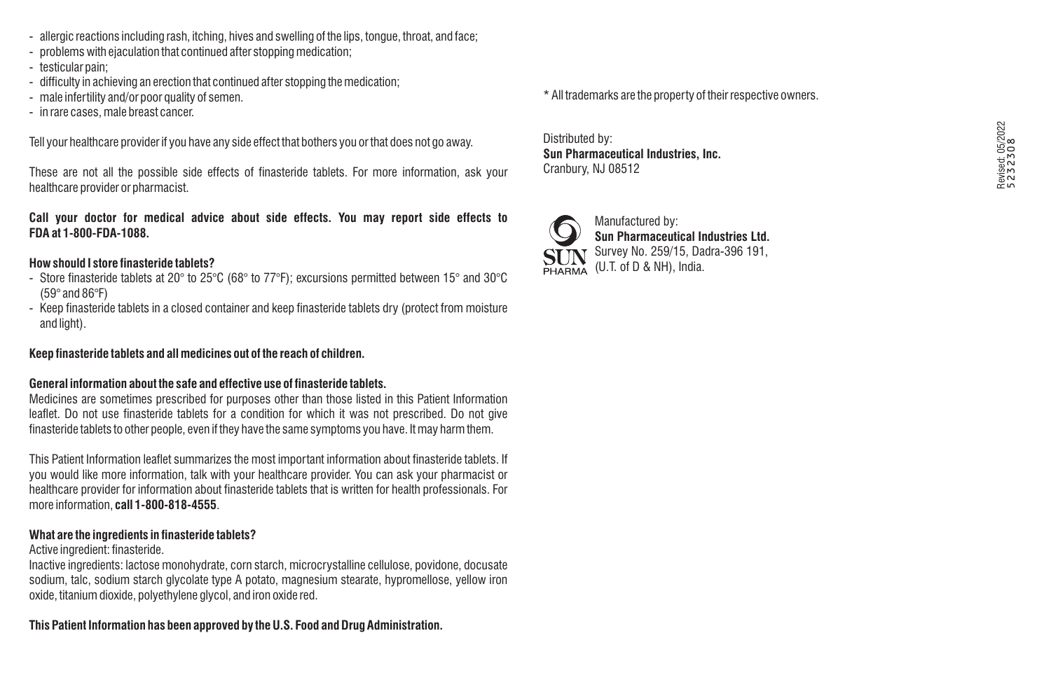- allergic reactions including rash, itching, hives and swelling of the lips, tongue, throat, and face;
- problems with ejaculation that continued after stopping medication;
- testicular pain;
- difficulty in achieving an erection that continued after stopping the medication;
- male infertility and/or poor quality of semen.
- in rare cases, male breast cancer.

Tell your healthcare provider if you have any side effect that bothers you or that does not go away.

These are not all the possible side effects of finasteride tablets. For more information, ask your healthcare provider or pharmacist.

**Call your doctor for medical advice about side effects. You may report side effects to FDA at 1-800-FDA-1088.**

**How should I store finasteride tablets?**

- Store finasteride tablets at 20° to 25°C (68° to 77°F); excursions permitted between 15° and 30°C (59° and 86°F)
- Keep finasteride tablets in a closed container and keep finasteride tablets dry (protect from moisture and light).

**Keep finasteride tablets and all medicines out of the reach of children.**

**General information about the safe and effective use of finasteride tablets.**

Medicines are sometimes prescribed for purposes other than those listed in this Patient Information leaflet. Do not use finasteride tablets for a condition for which it was not prescribed. Do not give finasteride tablets to other people, even if they have the same symptoms you have. It may harm them.

This Patient Information leaflet summarizes the most important information about finasteride tablets. If you would like more information, talk with your healthcare provider. You can ask your pharmacist or healthcare provider for information about finasteride tablets that is written for health professionals. For more information, **call 1-800-818-4555**.

**What are the ingredients in finasteride tablets?**

Active ingredient: finasteride.

Inactive ingredients: lactose monohydrate, corn starch, microcrystalline cellulose, povidone, docusate sodium, talc, sodium starch glycolate type A potato, magnesium stearate, hypromellose, yellow iron oxide, titanium dioxide, polyethylene glycol, and iron oxide red.

**This Patient Information has been approved by the U.S. Food and Drug Administration.**

* All trademarks are the property of their respective owners.

Distributed by:
**Sun Pharmaceutical Industries, Inc.**
Cranbury, NJ 08512

Manufactured by:
**Sun Pharmaceutical Industries Ltd.**
Survey No. 259/15, Dadra-396 191,
(U.T. of D & NH), India.

Revised: 05/2022
5232308